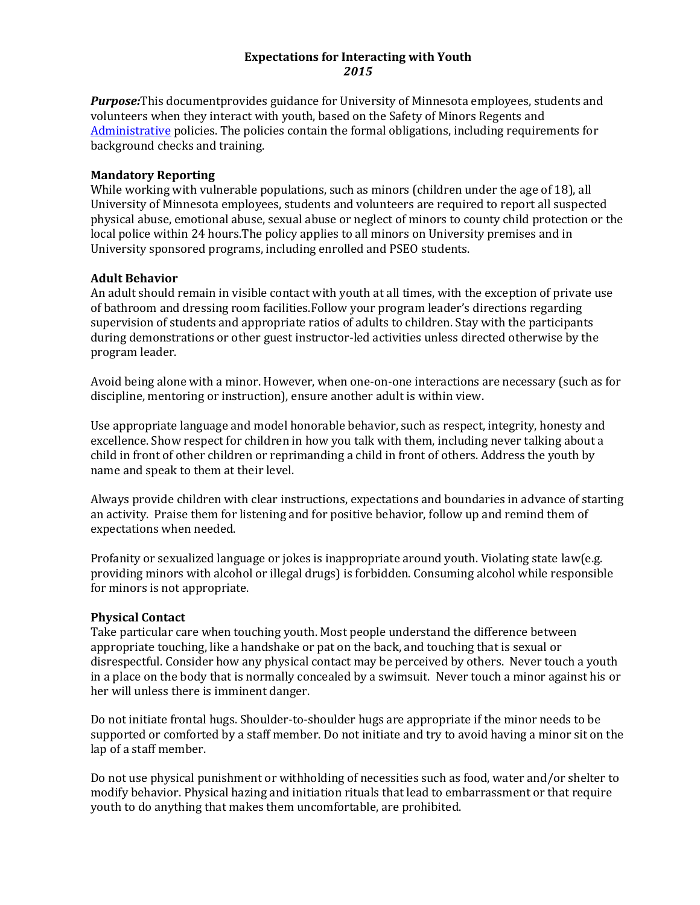# Expectations for Interacting with Youth
*2015*

***Purpose:***This documentprovides guidance for University of Minnesota employees, students and volunteers when they interact with youth, based on the Safety of Minors Regents and Administrative policies. The policies contain the formal obligations, including requirements for background checks and training.

**Mandatory Reporting**

While working with vulnerable populations, such as minors (children under the age of 18), all University of Minnesota employees, students and volunteers are required to report all suspected physical abuse, emotional abuse, sexual abuse or neglect of minors to county child protection or the local police within 24 hours.The policy applies to all minors on University premises and in University sponsored programs, including enrolled and PSEO students.

**Adult Behavior**

An adult should remain in visible contact with youth at all times, with the exception of private use of bathroom and dressing room facilities.Follow your program leader's directions regarding supervision of students and appropriate ratios of adults to children. Stay with the participants during demonstrations or other guest instructor-led activities unless directed otherwise by the program leader.

Avoid being alone with a minor. However, when one-on-one interactions are necessary (such as for discipline, mentoring or instruction), ensure another adult is within view.

Use appropriate language and model honorable behavior, such as respect, integrity, honesty and excellence. Show respect for children in how you talk with them, including never talking about a child in front of other children or reprimanding a child in front of others. Address the youth by name and speak to them at their level.

Always provide children with clear instructions, expectations and boundaries in advance of starting an activity. Praise them for listening and for positive behavior, follow up and remind them of expectations when needed.

Profanity or sexualized language or jokes is inappropriate around youth. Violating state law(e.g. providing minors with alcohol or illegal drugs) is forbidden. Consuming alcohol while responsible for minors is not appropriate.

**Physical Contact**

Take particular care when touching youth. Most people understand the difference between appropriate touching, like a handshake or pat on the back, and touching that is sexual or disrespectful. Consider how any physical contact may be perceived by others. Never touch a youth in a place on the body that is normally concealed by a swimsuit. Never touch a minor against his or her will unless there is imminent danger.

Do not initiate frontal hugs. Shoulder-to-shoulder hugs are appropriate if the minor needs to be supported or comforted by a staff member. Do not initiate and try to avoid having a minor sit on the lap of a staff member.

Do not use physical punishment or withholding of necessities such as food, water and/or shelter to modify behavior. Physical hazing and initiation rituals that lead to embarrassment or that require youth to do anything that makes them uncomfortable, are prohibited.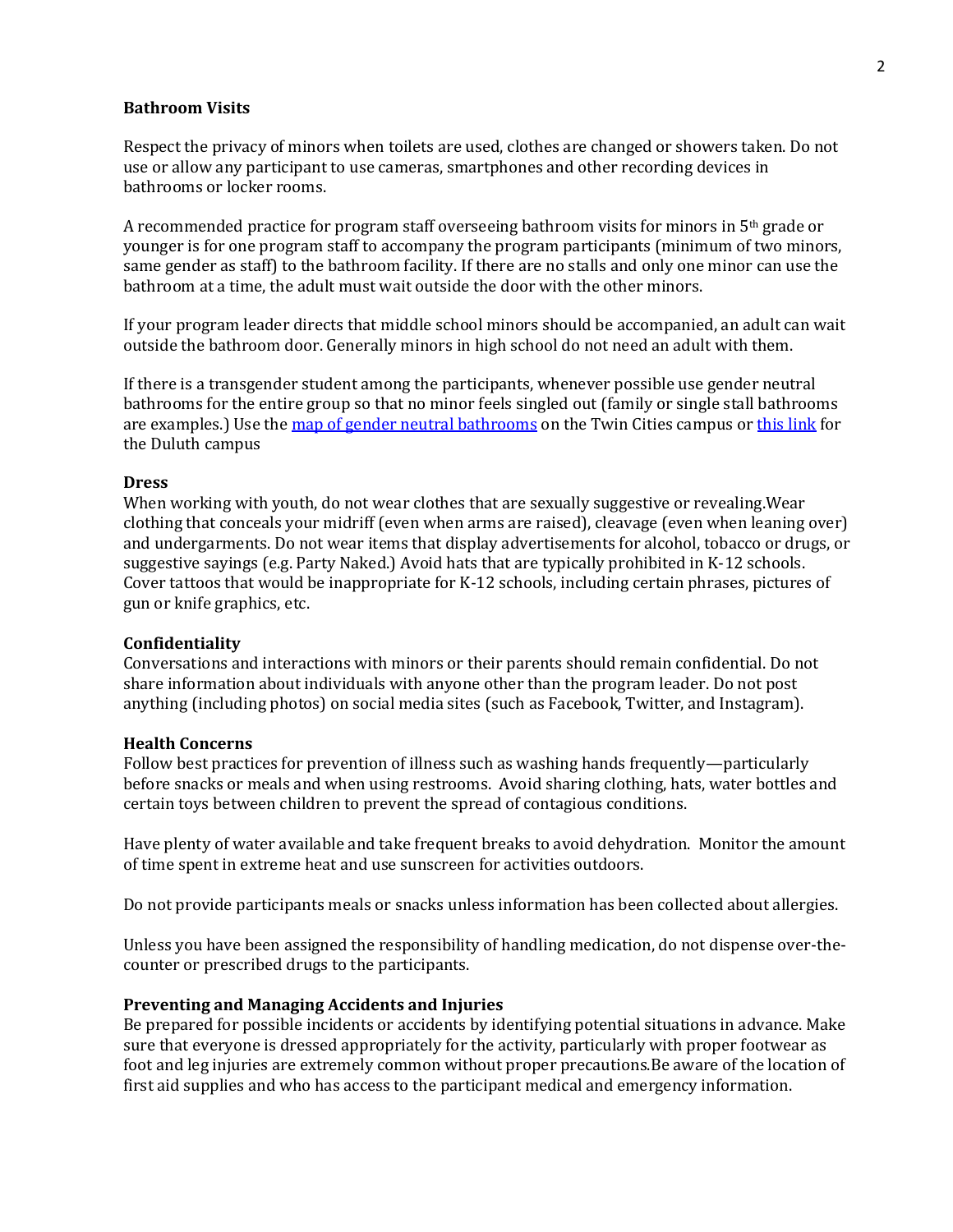**Bathroom Visits**

Respect the privacy of minors when toilets are used, clothes are changed or showers taken. Do not use or allow any participant to use cameras, smartphones and other recording devices in bathrooms or locker rooms.

A recommended practice for program staff overseeing bathroom visits for minors in 5th grade or younger is for one program staff to accompany the program participants (minimum of two minors, same gender as staff) to the bathroom facility. If there are no stalls and only one minor can use the bathroom at a time, the adult must wait outside the door with the other minors.

If your program leader directs that middle school minors should be accompanied, an adult can wait outside the bathroom door. Generally minors in high school do not need an adult with them.

If there is a transgender student among the participants, whenever possible use gender neutral bathrooms for the entire group so that no minor feels singled out (family or single stall bathrooms are examples.) Use the map of gender neutral bathrooms on the Twin Cities campus or this link for the Duluth campus

**Dress**

When working with youth, do not wear clothes that are sexually suggestive or revealing.Wear clothing that conceals your midriff (even when arms are raised), cleavage (even when leaning over) and undergarments. Do not wear items that display advertisements for alcohol, tobacco or drugs, or suggestive sayings (e.g. Party Naked.) Avoid hats that are typically prohibited in K-12 schools. Cover tattoos that would be inappropriate for K-12 schools, including certain phrases, pictures of gun or knife graphics, etc.

**Confidentiality**

Conversations and interactions with minors or their parents should remain confidential. Do not share information about individuals with anyone other than the program leader. Do not post anything (including photos) on social media sites (such as Facebook, Twitter, and Instagram).

**Health Concerns**

Follow best practices for prevention of illness such as washing hands frequently—particularly before snacks or meals and when using restrooms. Avoid sharing clothing, hats, water bottles and certain toys between children to prevent the spread of contagious conditions.

Have plenty of water available and take frequent breaks to avoid dehydration. Monitor the amount of time spent in extreme heat and use sunscreen for activities outdoors.

Do not provide participants meals or snacks unless information has been collected about allergies.

Unless you have been assigned the responsibility of handling medication, do not dispense over-the-counter or prescribed drugs to the participants.

**Preventing and Managing Accidents and Injuries**

Be prepared for possible incidents or accidents by identifying potential situations in advance. Make sure that everyone is dressed appropriately for the activity, particularly with proper footwear as foot and leg injuries are extremely common without proper precautions.Be aware of the location of first aid supplies and who has access to the participant medical and emergency information.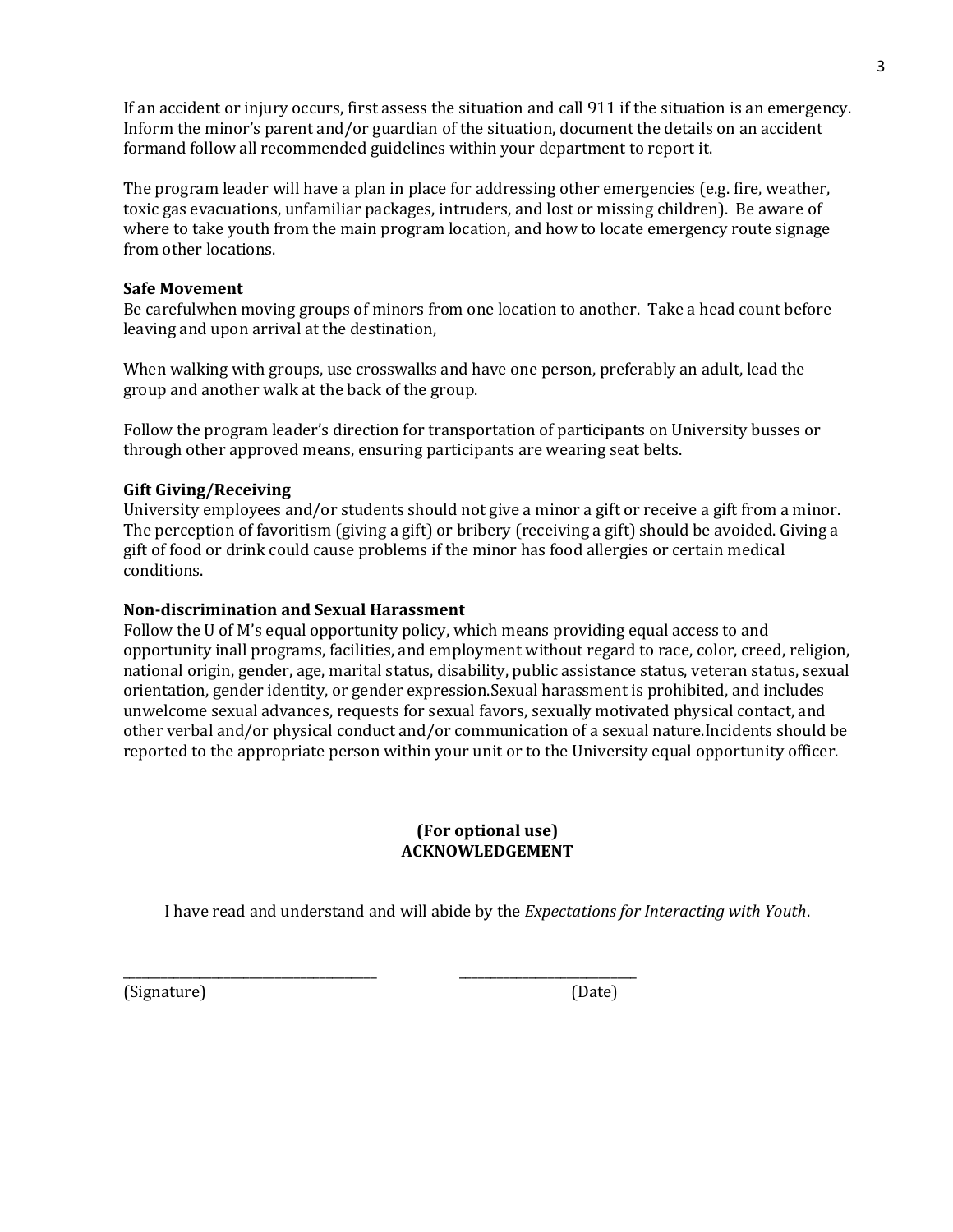If an accident or injury occurs, first assess the situation and call 911 if the situation is an emergency. Inform the minor's parent and/or guardian of the situation, document the details on an accident formand follow all recommended guidelines within your department to report it.

The program leader will have a plan in place for addressing other emergencies (e.g. fire, weather, toxic gas evacuations, unfamiliar packages, intruders, and lost or missing children). Be aware of where to take youth from the main program location, and how to locate emergency route signage from other locations.

**Safe Movement**

Be carefulwhen moving groups of minors from one location to another. Take a head count before leaving and upon arrival at the destination,

When walking with groups, use crosswalks and have one person, preferably an adult, lead the group and another walk at the back of the group.

Follow the program leader's direction for transportation of participants on University busses or through other approved means, ensuring participants are wearing seat belts.

**Gift Giving/Receiving**

University employees and/or students should not give a minor a gift or receive a gift from a minor. The perception of favoritism (giving a gift) or bribery (receiving a gift) should be avoided. Giving a gift of food or drink could cause problems if the minor has food allergies or certain medical conditions.

**Non-discrimination and Sexual Harassment**

Follow the U of M's equal opportunity policy, which means providing equal access to and opportunity inall programs, facilities, and employment without regard to race, color, creed, religion, national origin, gender, age, marital status, disability, public assistance status, veteran status, sexual orientation, gender identity, or gender expression.Sexual harassment is prohibited, and includes unwelcome sexual advances, requests for sexual favors, sexually motivated physical contact, and other verbal and/or physical conduct and/or communication of a sexual nature.Incidents should be reported to the appropriate person within your unit or to the University equal opportunity officer.

**(For optional use)**
**ACKNOWLEDGEMENT**

I have read and understand and will abide by the *Expectations for Interacting with Youth*.

\_\_\_\_\_\_\_\_\_\_\_\_\_\_\_\_\_\_\_\_\_\_\_\_\_\_\_\_\_\_\_\_\_\_\_\_\_\_ \_\_\_\_\_\_\_\_\_\_\_\_\_\_\_\_\_\_\_\_\_\_\_\_\_\_\_

(Signature) (Date)